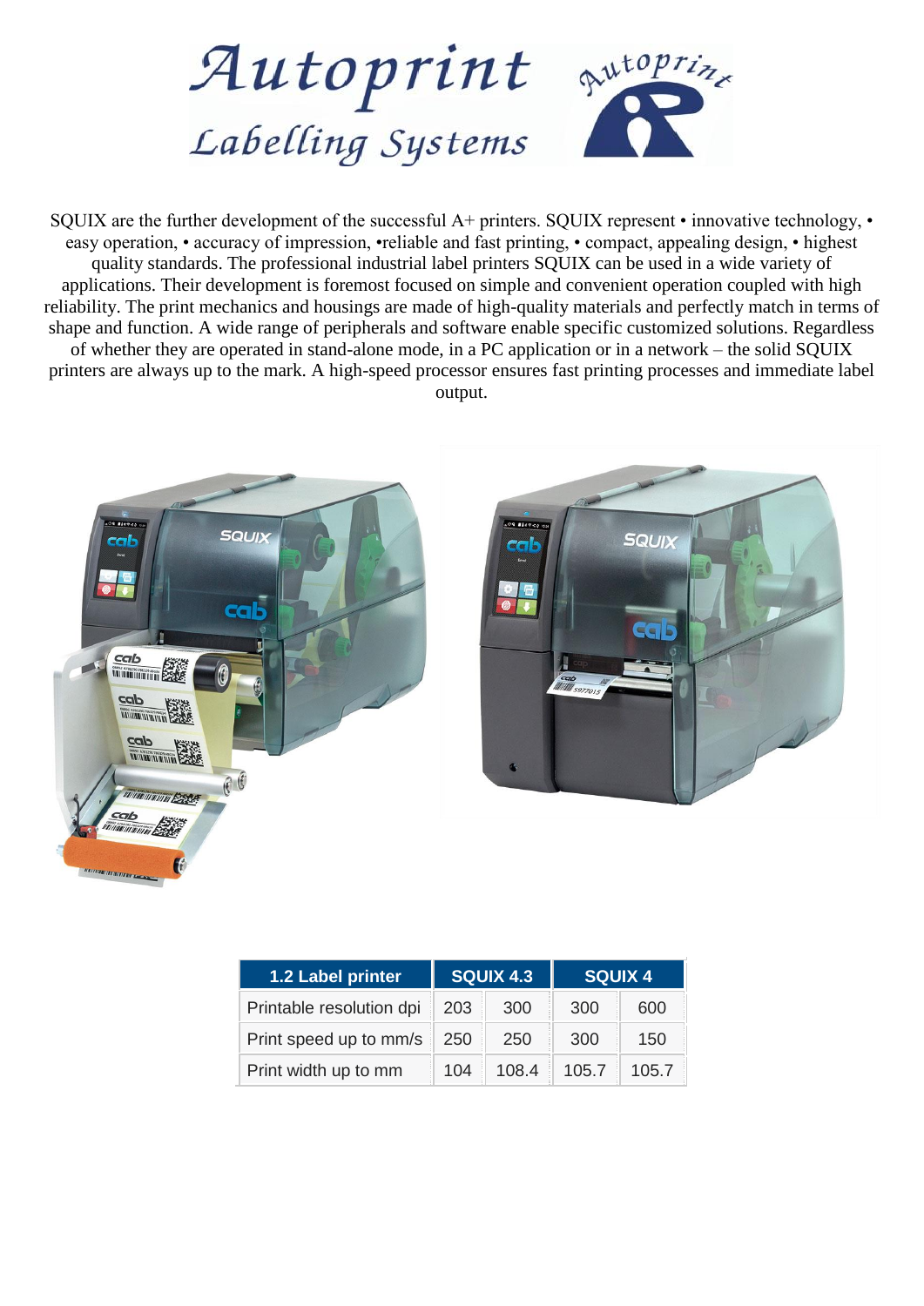# Autoprint Labelling Systems

SQUIX are the further development of the successful A+ printers. SQUIX represent • innovative technology, • easy operation, • accuracy of impression, •reliable and fast printing, • compact, appealing design, • highest quality standards. The professional industrial label printers SQUIX can be used in a wide variety of applications. Their development is foremost focused on simple and convenient operation coupled with high reliability. The print mechanics and housings are made of high-quality materials and perfectly match in terms of shape and function. A wide range of peripherals and software enable specific customized solutions. Regardless of whether they are operated in stand-alone mode, in a PC application or in a network – the solid SQUIX printers are always up to the mark. A high-speed processor ensures fast printing processes and immediate label output.

| 1.2 Label printer | SQUIX 4.3 | | SQUIX 4 | |
|---|---|---|---|---|
| Printable resolution dpi | 203 | 300 | 300 | 600 |
| Print speed up to mm/s | 250 | 250 | 300 | 150 |
| Print width up to mm | 104 | 108.4 | 105.7 | 105.7 |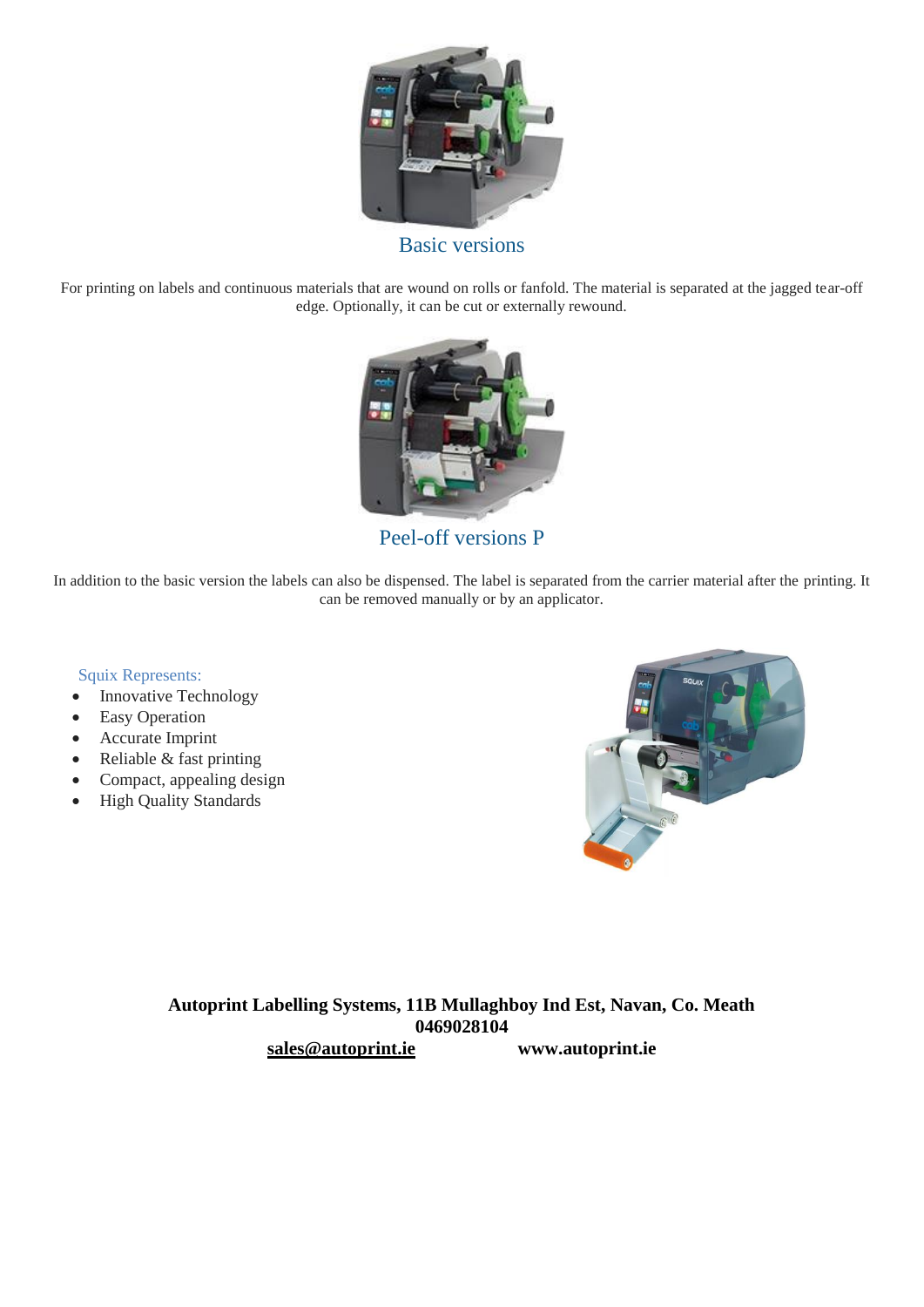## Basic versions

For printing on labels and continuous materials that are wound on rolls or fanfold. The material is separated at the jagged tear-off edge. Optionally, it can be cut or externally rewound.

## Peel-off versions P

In addition to the basic version the labels can also be dispensed. The label is separated from the carrier material after the printing. It can be removed manually or by an applicator.

Squix Represents:

- Innovative Technology
- Easy Operation
- Accurate Imprint
- Reliable & fast printing
- Compact, appealing design
- High Quality Standards

**Autoprint Labelling Systems, 11B Mullaghboy Ind Est, Navan, Co. Meath**
**0469028104**
**sales@autoprint.ie** **www.autoprint.ie**